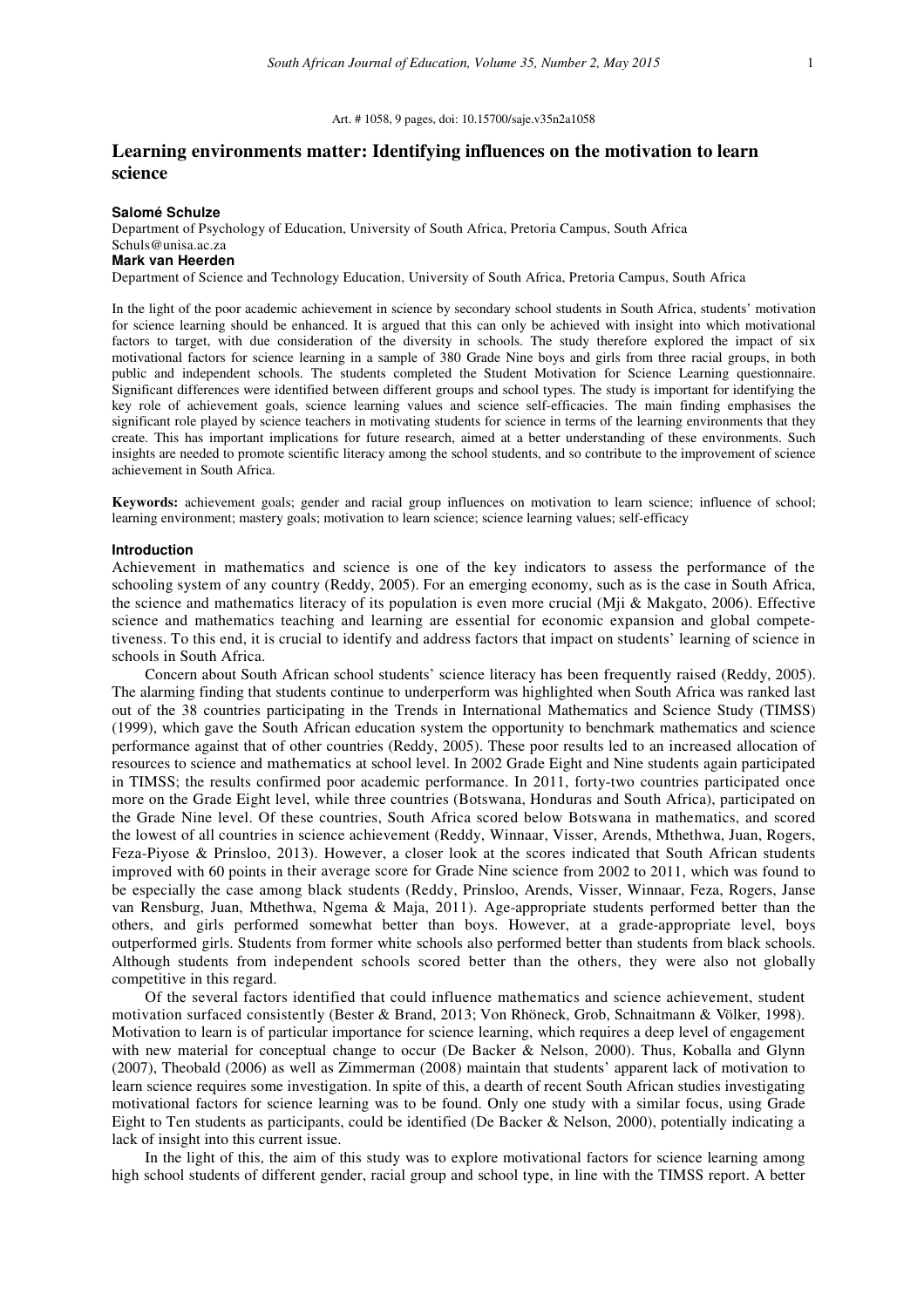Art. # 1058, 9 pages, doi: 10.15700/saje.v35n2a1058

# Learning environments matter: Identifying influences on the motivation to learn science

**Salomé Schulze**
Department of Psychology of Education, University of South Africa, Pretoria Campus, South Africa
Schuls@unisa.ac.za

**Mark van Heerden**
Department of Science and Technology Education, University of South Africa, Pretoria Campus, South Africa

In the light of the poor academic achievement in science by secondary school students in South Africa, students' motivation for science learning should be enhanced. It is argued that this can only be achieved with insight into which motivational factors to target, with due consideration of the diversity in schools. The study therefore explored the impact of six motivational factors for science learning in a sample of 380 Grade Nine boys and girls from three racial groups, in both public and independent schools. The students completed the Student Motivation for Science Learning questionnaire. Significant differences were identified between different groups and school types. The study is important for identifying the key role of achievement goals, science learning values and science self-efficacies. The main finding emphasises the significant role played by science teachers in motivating students for science in terms of the learning environments that they create. This has important implications for future research, aimed at a better understanding of these environments. Such insights are needed to promote scientific literacy among the school students, and so contribute to the improvement of science achievement in South Africa.

**Keywords:** achievement goals; gender and racial group influences on motivation to learn science; influence of school; learning environment; mastery goals; motivation to learn science; science learning values; self-efficacy

## Introduction

Achievement in mathematics and science is one of the key indicators to assess the performance of the schooling system of any country (Reddy, 2005). For an emerging economy, such as is the case in South Africa, the science and mathematics literacy of its population is even more crucial (Mji & Makgato, 2006). Effective science and mathematics teaching and learning are essential for economic expansion and global competetiveness. To this end, it is crucial to identify and address factors that impact on students' learning of science in schools in South Africa.

Concern about South African school students' science literacy has been frequently raised (Reddy, 2005). The alarming finding that students continue to underperform was highlighted when South Africa was ranked last out of the 38 countries participating in the Trends in International Mathematics and Science Study (TIMSS) (1999), which gave the South African education system the opportunity to benchmark mathematics and science performance against that of other countries (Reddy, 2005). These poor results led to an increased allocation of resources to science and mathematics at school level. In 2002 Grade Eight and Nine students again participated in TIMSS; the results confirmed poor academic performance. In 2011, forty-two countries participated once more on the Grade Eight level, while three countries (Botswana, Honduras and South Africa), participated on the Grade Nine level. Of these countries, South Africa scored below Botswana in mathematics, and scored the lowest of all countries in science achievement (Reddy, Winnaar, Visser, Arends, Mthethwa, Juan, Rogers, Feza-Piyose & Prinsloo, 2013). However, a closer look at the scores indicated that South African students improved with 60 points in their average score for Grade Nine science from 2002 to 2011, which was found to be especially the case among black students (Reddy, Prinsloo, Arends, Visser, Winnaar, Feza, Rogers, Janse van Rensburg, Juan, Mthethwa, Ngema & Maja, 2011). Age-appropriate students performed better than the others, and girls performed somewhat better than boys. However, at a grade-appropriate level, boys outperformed girls. Students from former white schools also performed better than students from black schools. Although students from independent schools scored better than the others, they were also not globally competitive in this regard.

Of the several factors identified that could influence mathematics and science achievement, student motivation surfaced consistently (Bester & Brand, 2013; Von Rhöneck, Grob, Schnaitmann & Völker, 1998). Motivation to learn is of particular importance for science learning, which requires a deep level of engagement with new material for conceptual change to occur (De Backer & Nelson, 2000). Thus, Koballa and Glynn (2007), Theobald (2006) as well as Zimmerman (2008) maintain that students' apparent lack of motivation to learn science requires some investigation. In spite of this, a dearth of recent South African studies investigating motivational factors for science learning was to be found. Only one study with a similar focus, using Grade Eight to Ten students as participants, could be identified (De Backer & Nelson, 2000), potentially indicating a lack of insight into this current issue.

In the light of this, the aim of this study was to explore motivational factors for science learning among high school students of different gender, racial group and school type, in line with the TIMSS report. A better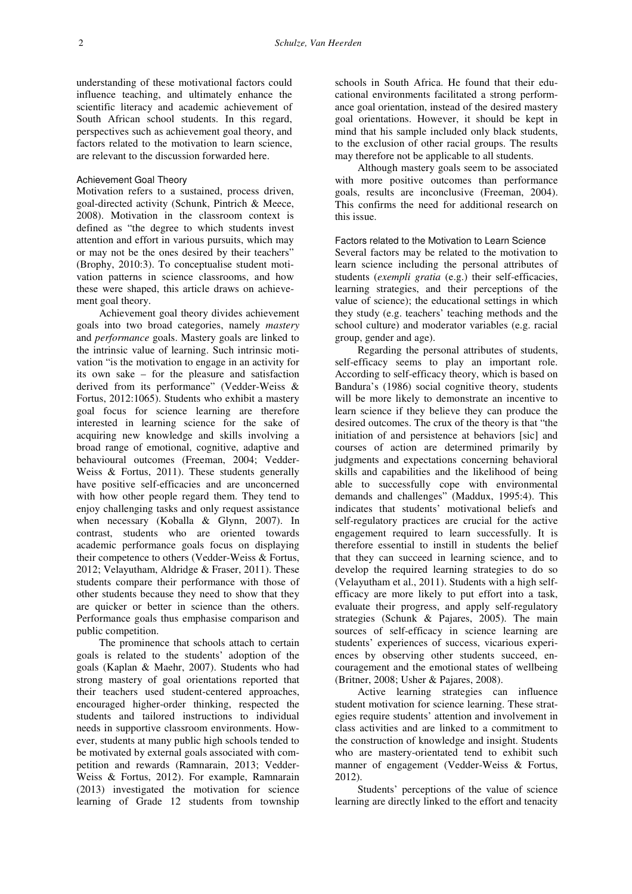understanding of these motivational factors could influence teaching, and ultimately enhance the scientific literacy and academic achievement of South African school students. In this regard, perspectives such as achievement goal theory, and factors related to the motivation to learn science, are relevant to the discussion forwarded here.

### Achievement Goal Theory

Motivation refers to a sustained, process driven, goal-directed activity (Schunk, Pintrich & Meece, 2008). Motivation in the classroom context is defined as "the degree to which students invest attention and effort in various pursuits, which may or may not be the ones desired by their teachers" (Brophy, 2010:3). To conceptualise student motivation patterns in science classrooms, and how these were shaped, this article draws on achievement goal theory.

Achievement goal theory divides achievement goals into two broad categories, namely *mastery* and *performance* goals. Mastery goals are linked to the intrinsic value of learning. Such intrinsic motivation "is the motivation to engage in an activity for its own sake – for the pleasure and satisfaction derived from its performance" (Vedder-Weiss & Fortus, 2012:1065). Students who exhibit a mastery goal focus for science learning are therefore interested in learning science for the sake of acquiring new knowledge and skills involving a broad range of emotional, cognitive, adaptive and behavioural outcomes (Freeman, 2004; Vedder-Weiss & Fortus, 2011). These students generally have positive self-efficacies and are unconcerned with how other people regard them. They tend to enjoy challenging tasks and only request assistance when necessary (Koballa & Glynn, 2007). In contrast, students who are oriented towards academic performance goals focus on displaying their competence to others (Vedder-Weiss & Fortus, 2012; Velayutham, Aldridge & Fraser, 2011). These students compare their performance with those of other students because they need to show that they are quicker or better in science than the others. Performance goals thus emphasise comparison and public competition.

The prominence that schools attach to certain goals is related to the students' adoption of the goals (Kaplan & Maehr, 2007). Students who had strong mastery of goal orientations reported that their teachers used student-centered approaches, encouraged higher-order thinking, respected the students and tailored instructions to individual needs in supportive classroom environments. However, students at many public high schools tended to be motivated by external goals associated with competition and rewards (Ramnarain, 2013; Vedder-Weiss & Fortus, 2012). For example, Ramnarain (2013) investigated the motivation for science learning of Grade 12 students from township schools in South Africa. He found that their educational environments facilitated a strong performance goal orientation, instead of the desired mastery goal orientations. However, it should be kept in mind that his sample included only black students, to the exclusion of other racial groups. The results may therefore not be applicable to all students.

Although mastery goals seem to be associated with more positive outcomes than performance goals, results are inconclusive (Freeman, 2004). This confirms the need for additional research on this issue.

### Factors related to the Motivation to Learn Science

Several factors may be related to the motivation to learn science including the personal attributes of students (*exempli gratia* (e.g.) their self-efficacies, learning strategies, and their perceptions of the value of science); the educational settings in which they study (e.g. teachers' teaching methods and the school culture) and moderator variables (e.g. racial group, gender and age).

Regarding the personal attributes of students, self-efficacy seems to play an important role. According to self-efficacy theory, which is based on Bandura's (1986) social cognitive theory, students will be more likely to demonstrate an incentive to learn science if they believe they can produce the desired outcomes. The crux of the theory is that "the initiation of and persistence at behaviors [sic] and courses of action are determined primarily by judgments and expectations concerning behavioral skills and capabilities and the likelihood of being able to successfully cope with environmental demands and challenges" (Maddux, 1995:4). This indicates that students' motivational beliefs and self-regulatory practices are crucial for the active engagement required to learn successfully. It is therefore essential to instill in students the belief that they can succeed in learning science, and to develop the required learning strategies to do so (Velayutham et al., 2011). Students with a high self-efficacy are more likely to put effort into a task, evaluate their progress, and apply self-regulatory strategies (Schunk & Pajares, 2005). The main sources of self-efficacy in science learning are students' experiences of success, vicarious experiences by observing other students succeed, encouragement and the emotional states of wellbeing (Britner, 2008; Usher & Pajares, 2008).

Active learning strategies can influence student motivation for science learning. These strategies require students' attention and involvement in class activities and are linked to a commitment to the construction of knowledge and insight. Students who are mastery-orientated tend to exhibit such manner of engagement (Vedder-Weiss & Fortus, 2012).

Students' perceptions of the value of science learning are directly linked to the effort and tenacity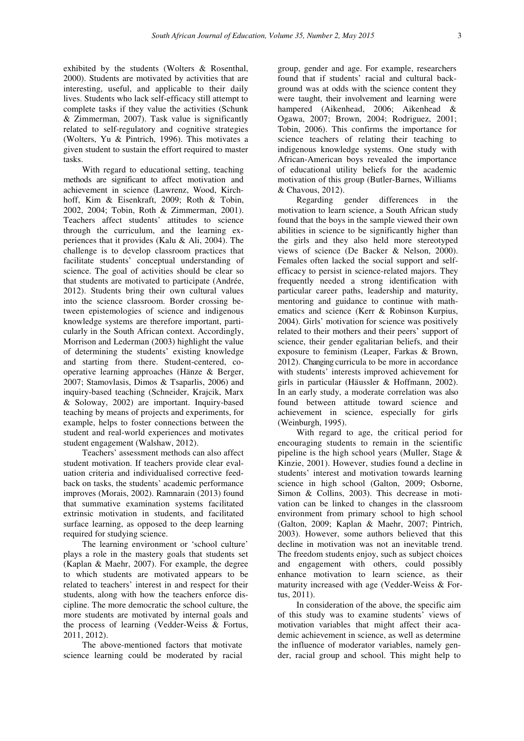exhibited by the students (Wolters & Rosenthal, 2000). Students are motivated by activities that are interesting, useful, and applicable to their daily lives. Students who lack self-efficacy still attempt to complete tasks if they value the activities (Schunk & Zimmerman, 2007). Task value is significantly related to self-regulatory and cognitive strategies (Wolters, Yu & Pintrich, 1996). This motivates a given student to sustain the effort required to master tasks.

With regard to educational setting, teaching methods are significant to affect motivation and achievement in science (Lawrenz, Wood, Kirchhoff, Kim & Eisenkraft, 2009; Roth & Tobin, 2002, 2004; Tobin, Roth & Zimmerman, 2001). Teachers affect students' attitudes to science through the curriculum, and the learning experiences that it provides (Kalu & Ali, 2004). The challenge is to develop classroom practices that facilitate students' conceptual understanding of science. The goal of activities should be clear so that students are motivated to participate (Andrée, 2012). Students bring their own cultural values into the science classroom. Border crossing between epistemologies of science and indigenous knowledge systems are therefore important, particularly in the South African context. Accordingly, Morrison and Lederman (2003) highlight the value of determining the students' existing knowledge and starting from there. Student-centered, co-operative learning approaches (Hänze & Berger, 2007; Stamovlasis, Dimos & Tsaparlis, 2006) and inquiry-based teaching (Schneider, Krajcik, Marx & Soloway, 2002) are important. Inquiry-based teaching by means of projects and experiments, for example, helps to foster connections between the student and real-world experiences and motivates student engagement (Walshaw, 2012).

Teachers' assessment methods can also affect student motivation. If teachers provide clear evaluation criteria and individualised corrective feedback on tasks, the students' academic performance improves (Morais, 2002). Ramnarain (2013) found that summative examination systems facilitated extrinsic motivation in students, and facilitated surface learning, as opposed to the deep learning required for studying science.

The learning environment or 'school culture' plays a role in the mastery goals that students set (Kaplan & Maehr, 2007). For example, the degree to which students are motivated appears to be related to teachers' interest in and respect for their students, along with how the teachers enforce discipline. The more democratic the school culture, the more students are motivated by internal goals and the process of learning (Vedder-Weiss & Fortus, 2011, 2012).

The above-mentioned factors that motivate science learning could be moderated by racial group, gender and age. For example, researchers found that if students' racial and cultural background was at odds with the science content they were taught, their involvement and learning were hampered (Aikenhead, 2006; Aikenhead & Ogawa, 2007; Brown, 2004; Rodriguez, 2001; Tobin, 2006). This confirms the importance for science teachers of relating their teaching to indigenous knowledge systems. One study with African-American boys revealed the importance of educational utility beliefs for the academic motivation of this group (Butler-Barnes, Williams & Chavous, 2012).

Regarding gender differences in the motivation to learn science, a South African study found that the boys in the sample viewed their own abilities in science to be significantly higher than the girls and they also held more stereotyped views of science (De Backer & Nelson, 2000). Females often lacked the social support and self-efficacy to persist in science-related majors. They frequently needed a strong identification with particular career paths, leadership and maturity, mentoring and guidance to continue with mathematics and science (Kerr & Robinson Kurpius, 2004). Girls' motivation for science was positively related to their mothers and their peers' support of science, their gender egalitarian beliefs, and their exposure to feminism (Leaper, Farkas & Brown, 2012). Changing curricula to be more in accordance with students' interests improved achievement for girls in particular (Häussler & Hoffmann, 2002). In an early study, a moderate correlation was also found between attitude toward science and achievement in science, especially for girls (Weinburgh, 1995).

With regard to age, the critical period for encouraging students to remain in the scientific pipeline is the high school years (Muller, Stage & Kinzie, 2001). However, studies found a decline in students' interest and motivation towards learning science in high school (Galton, 2009; Osborne, Simon & Collins, 2003). This decrease in motivation can be linked to changes in the classroom environment from primary school to high school (Galton, 2009; Kaplan & Maehr, 2007; Pintrich, 2003). However, some authors believed that this decline in motivation was not an inevitable trend. The freedom students enjoy, such as subject choices and engagement with others, could possibly enhance motivation to learn science, as their maturity increased with age (Vedder-Weiss & Fortus, 2011).

In consideration of the above, the specific aim of this study was to examine students' views of motivation variables that might affect their academic achievement in science, as well as determine the influence of moderator variables, namely gender, racial group and school. This might help to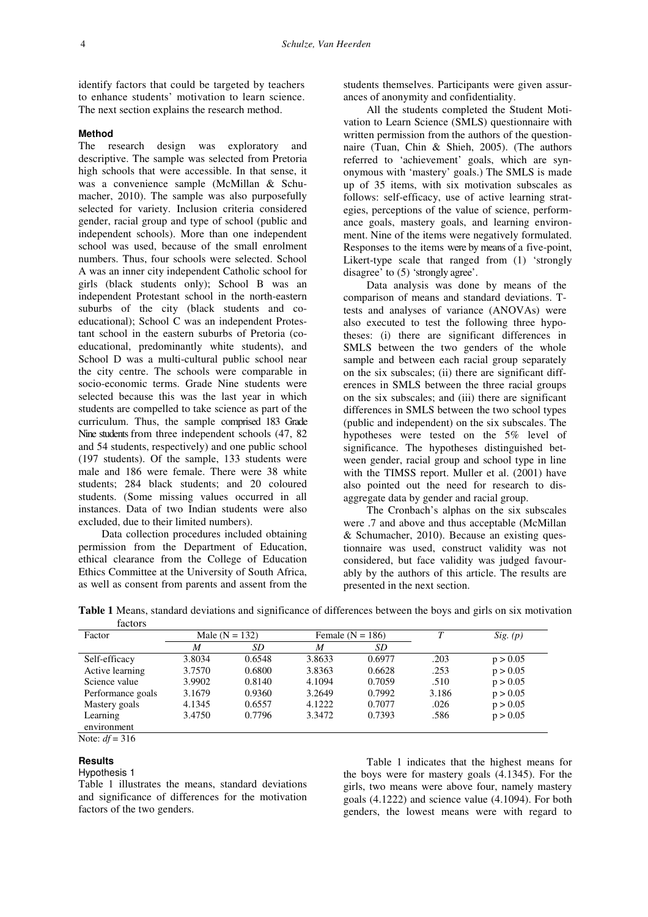identify factors that could be targeted by teachers to enhance students' motivation to learn science. The next section explains the research method.

### Method

The research design was exploratory and descriptive. The sample was selected from Pretoria high schools that were accessible. In that sense, it was a convenience sample (McMillan & Schumacher, 2010). The sample was also purposefully selected for variety. Inclusion criteria considered gender, racial group and type of school (public and independent schools). More than one independent school was used, because of the small enrolment numbers. Thus, four schools were selected. School A was an inner city independent Catholic school for girls (black students only); School B was an independent Protestant school in the north-eastern suburbs of the city (black students and co-educational); School C was an independent Protestant school in the eastern suburbs of Pretoria (co-educational, predominantly white students), and School D was a multi-cultural public school near the city centre. The schools were comparable in socio-economic terms. Grade Nine students were selected because this was the last year in which students are compelled to take science as part of the curriculum. Thus, the sample comprised 183 Grade Nine students from three independent schools (47, 82 and 54 students, respectively) and one public school (197 students). Of the sample, 133 students were male and 186 were female. There were 38 white students; 284 black students; and 20 coloured students. (Some missing values occurred in all instances. Data of two Indian students were also excluded, due to their limited numbers).

Data collection procedures included obtaining permission from the Department of Education, ethical clearance from the College of Education Ethics Committee at the University of South Africa, as well as consent from parents and assent from the students themselves. Participants were given assurances of anonymity and confidentiality.

All the students completed the Student Motivation to Learn Science (SMLS) questionnaire with written permission from the authors of the questionnaire (Tuan, Chin & Shieh, 2005). (The authors referred to 'achievement' goals, which are synonymous with 'mastery' goals.) The SMLS is made up of 35 items, with six motivation subscales as follows: self-efficacy, use of active learning strategies, perceptions of the value of science, performance goals, mastery goals, and learning environment. Nine of the items were negatively formulated. Responses to the items were by means of a five-point, Likert-type scale that ranged from (1) 'strongly disagree' to (5) 'strongly agree'.

Data analysis was done by means of the comparison of means and standard deviations. T-tests and analyses of variance (ANOVAs) were also executed to test the following three hypotheses: (i) there are significant differences in SMLS between the two genders of the whole sample and between each racial group separately on the six subscales; (ii) there are significant differences in SMLS between the three racial groups on the six subscales; and (iii) there are significant differences in SMLS between the two school types (public and independent) on the six subscales. The hypotheses were tested on the 5% level of significance. The hypotheses distinguished between gender, racial group and school type in line with the TIMSS report. Muller et al. (2001) have also pointed out the need for research to disaggregate data by gender and racial group.

The Cronbach's alphas on the six subscales were .7 and above and thus acceptable (McMillan & Schumacher, 2010). Because an existing questionnaire was used, construct validity was not considered, but face validity was judged favourably by the authors of this article. The results are presented in the next section.

**Table 1** Means, standard deviations and significance of differences between the boys and girls on six motivation factors

| Factor | Male (N = 132) | | Female (N = 186) | | *T* | *Sig. (p)* |
|---|---|---|---|---|---|---|
| | *M* | *SD* | *M* | *SD* | | |
| Self-efficacy | 3.8034 | 0.6548 | 3.8633 | 0.6977 | .203 | $p > 0.05$ |
| Active learning | 3.7570 | 0.6800 | 3.8363 | 0.6628 | .253 | $p > 0.05$ |
| Science value | 3.9902 | 0.8140 | 4.1094 | 0.7059 | .510 | $p > 0.05$ |
| Performance goals | 3.1679 | 0.9360 | 3.2649 | 0.7992 | 3.186 | $p > 0.05$ |
| Mastery goals | 4.1345 | 0.6557 | 4.1222 | 0.7077 | .026 | $p > 0.05$ |
| Learning environment | 3.4750 | 0.7796 | 3.3472 | 0.7393 | .586 | $p > 0.05$ |

Note: $df = 316$

### Results

#### Hypothesis 1

Table 1 illustrates the means, standard deviations and significance of differences for the motivation factors of the two genders.

Table 1 indicates that the highest means for the boys were for mastery goals (4.1345). For the girls, two means were above four, namely mastery goals (4.1222) and science value (4.1094). For both genders, the lowest means were with regard to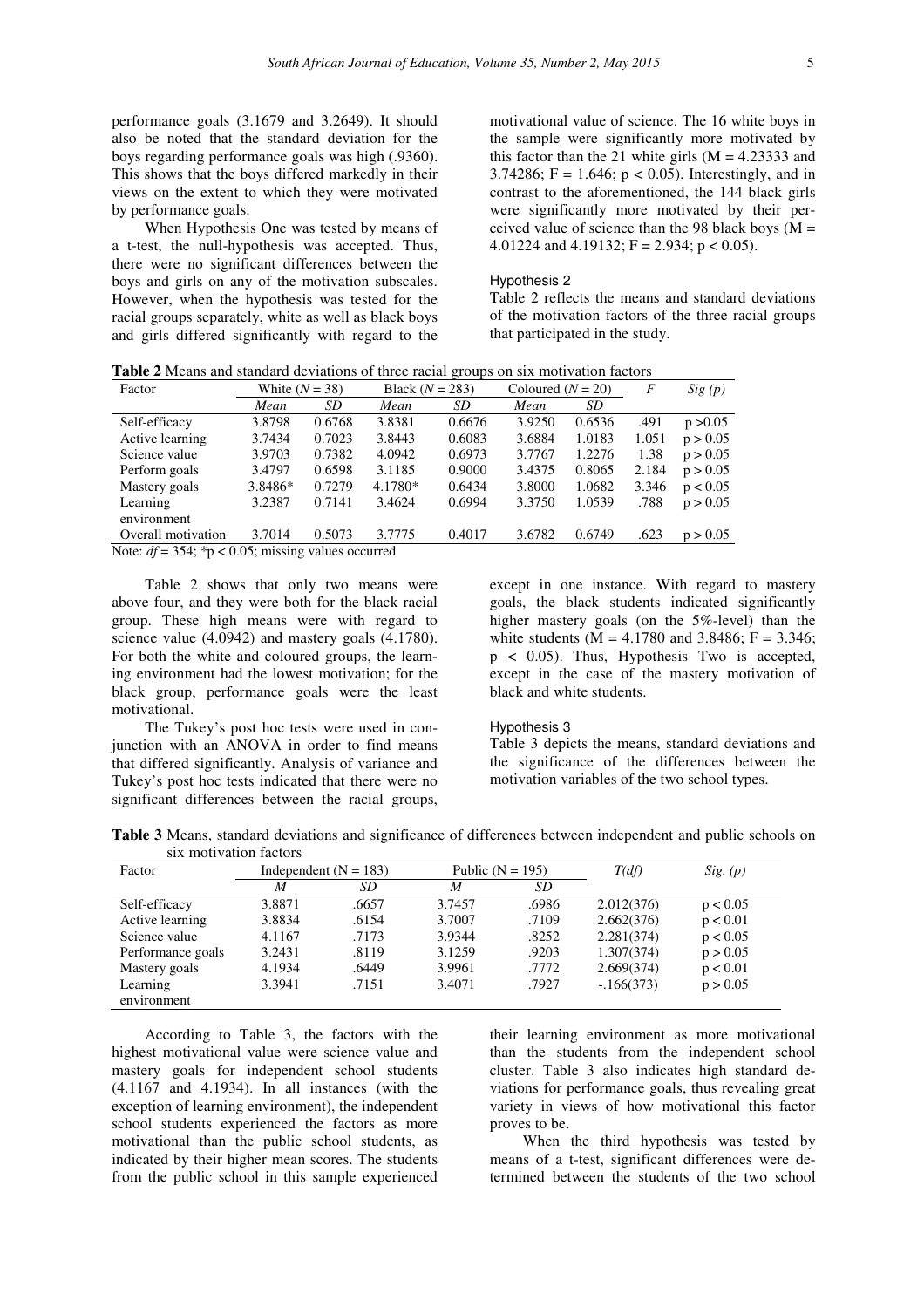performance goals (3.1679 and 3.2649). It should also be noted that the standard deviation for the boys regarding performance goals was high (.9360). This shows that the boys differed markedly in their views on the extent to which they were motivated by performance goals.

When Hypothesis One was tested by means of a t-test, the null-hypothesis was accepted. Thus, there were no significant differences between the boys and girls on any of the motivation subscales. However, when the hypothesis was tested for the racial groups separately, white as well as black boys and girls differed significantly with regard to the motivational value of science. The 16 white boys in the sample were significantly more motivated by this factor than the 21 white girls (M = 4.23333 and 3.74286; F = 1.646; $p < 0.05$). Interestingly, and in contrast to the aforementioned, the 144 black girls were significantly more motivated by their perceived value of science than the 98 black boys (M = 4.01224 and 4.19132; F = 2.934; $p < 0.05$).

### Hypothesis 2

Table 2 reflects the means and standard deviations of the motivation factors of the three racial groups that participated in the study.

**Table 2** Means and standard deviations of three racial groups on six motivation factors

| Factor | White (*N* = 38) | | Black (*N* = 283) | | Coloured (*N* = 20) | | *F* | *Sig (p)* |
|---|---|---|---|---|---|---|---|---|
| | *Mean* | *SD* | *Mean* | *SD* | *Mean* | *SD* | | |
| Self-efficacy | 3.8798 | 0.6768 | 3.8381 | 0.6676 | 3.9250 | 0.6536 | .491 | p >0.05 |
| Active learning | 3.7434 | 0.7023 | 3.8443 | 0.6083 | 3.6884 | 1.0183 | 1.051 | p > 0.05 |
| Science value | 3.9703 | 0.7382 | 4.0942 | 0.6973 | 3.7767 | 1.2276 | 1.38 | p > 0.05 |
| Perform goals | 3.4797 | 0.6598 | 3.1185 | 0.9000 | 3.4375 | 0.8065 | 2.184 | p > 0.05 |
| Mastery goals | 3.8486* | 0.7279 | 4.1780* | 0.6434 | 3.8000 | 1.0682 | 3.346 | p < 0.05 |
| Learning environment | 3.2387 | 0.7141 | 3.4624 | 0.6994 | 3.3750 | 1.0539 | .788 | p > 0.05 |
| Overall motivation | 3.7014 | 0.5073 | 3.7775 | 0.4017 | 3.6782 | 0.6749 | .623 | p > 0.05 |

Note: *df* = 354; *p < 0.05; missing values occurred

Table 2 shows that only two means were above four, and they were both for the black racial group. These high means were with regard to science value (4.0942) and mastery goals (4.1780). For both the white and coloured groups, the learning environment had the lowest motivation; for the black group, performance goals were the least motivational.

The Tukey's post hoc tests were used in conjunction with an ANOVA in order to find means that differed significantly. Analysis of variance and Tukey's post hoc tests indicated that there were no significant differences between the racial groups, except in one instance. With regard to mastery goals, the black students indicated significantly higher mastery goals (on the 5%-level) than the white students (M = 4.1780 and 3.8486; F = 3.346; $p < 0.05$). Thus, Hypothesis Two is accepted, except in the case of the mastery motivation of black and white students.

### Hypothesis 3

Table 3 depicts the means, standard deviations and the significance of the differences between the motivation variables of the two school types.

**Table 3** Means, standard deviations and significance of differences between independent and public schools on six motivation factors

| Factor | Independent (N = 183) | | Public (N = 195) | | *T(df)* | *Sig. (p)* |
|---|---|---|---|---|---|---|
| | *M* | *SD* | *M* | *SD* | | |
| Self-efficacy | 3.8871 | .6657 | 3.7457 | .6986 | 2.012(376) | p < 0.05 |
| Active learning | 3.8834 | .6154 | 3.7007 | .7109 | 2.662(376) | p < 0.01 |
| Science value | 4.1167 | .7173 | 3.9344 | .8252 | 2.281(374) | p < 0.05 |
| Performance goals | 3.2431 | .8119 | 3.1259 | .9203 | 1.307(374) | p > 0.05 |
| Mastery goals | 4.1934 | .6449 | 3.9961 | .7772 | 2.669(374) | p < 0.01 |
| Learning environment | 3.3941 | .7151 | 3.4071 | .7927 | -.166(373) | p > 0.05 |

According to Table 3, the factors with the highest motivational value were science value and mastery goals for independent school students (4.1167 and 4.1934). In all instances (with the exception of learning environment), the independent school students experienced the factors as more motivational than the public school students, as indicated by their higher mean scores. The students from the public school in this sample experienced their learning environment as more motivational than the students from the independent school cluster. Table 3 also indicates high standard deviations for performance goals, thus revealing great variety in views of how motivational this factor proves to be.

When the third hypothesis was tested by means of a t-test, significant differences were determined between the students of the two school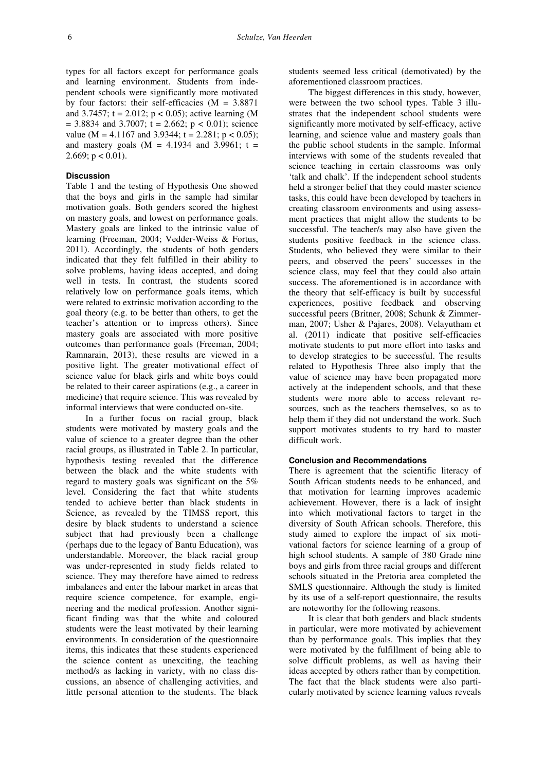types for all factors except for performance goals and learning environment. Students from independent schools were significantly more motivated by four factors: their self-efficacies ($M = 3.8871$ and $3.7457$; $t = 2.012$; $p < 0.05$); active learning ($M = 3.8834$ and $3.7007$; $t = 2.662$; $p < 0.01$); science value ($M = 4.1167$ and $3.9344$; $t = 2.281$; $p < 0.05$); and mastery goals ($M = 4.1934$ and $3.9961$; $t = 2.669$; $p < 0.01$).

### Discussion

Table 1 and the testing of Hypothesis One showed that the boys and girls in the sample had similar motivation goals. Both genders scored the highest on mastery goals, and lowest on performance goals. Mastery goals are linked to the intrinsic value of learning (Freeman, 2004; Vedder-Weiss & Fortus, 2011). Accordingly, the students of both genders indicated that they felt fulfilled in their ability to solve problems, having ideas accepted, and doing well in tests. In contrast, the students scored relatively low on performance goals items, which were related to extrinsic motivation according to the goal theory (e.g. to be better than others, to get the teacher's attention or to impress others). Since mastery goals are associated with more positive outcomes than performance goals (Freeman, 2004; Ramnarain, 2013), these results are viewed in a positive light. The greater motivational effect of science value for black girls and white boys could be related to their career aspirations (e.g., a career in medicine) that require science. This was revealed by informal interviews that were conducted on-site.

In a further focus on racial group, black students were motivated by mastery goals and the value of science to a greater degree than the other racial groups, as illustrated in Table 2. In particular, hypothesis testing revealed that the difference between the black and the white students with regard to mastery goals was significant on the 5% level. Considering the fact that white students tended to achieve better than black students in Science, as revealed by the TIMSS report, this desire by black students to understand a science subject that had previously been a challenge (perhaps due to the legacy of Bantu Education), was understandable. Moreover, the black racial group was under-represented in study fields related to science. They may therefore have aimed to redress imbalances and enter the labour market in areas that require science competence, for example, engineering and the medical profession. Another significant finding was that the white and coloured students were the least motivated by their learning environments. In consideration of the questionnaire items, this indicates that these students experienced the science content as unexciting, the teaching method/s as lacking in variety, with no class discussions, an absence of challenging activities, and little personal attention to the students. The black students seemed less critical (demotivated) by the aforementioned classroom practices.

The biggest differences in this study, however, were between the two school types. Table 3 illustrates that the independent school students were significantly more motivated by self-efficacy, active learning, and science value and mastery goals than the public school students in the sample. Informal interviews with some of the students revealed that science teaching in certain classrooms was only 'talk and chalk'. If the independent school students held a stronger belief that they could master science tasks, this could have been developed by teachers in creating classroom environments and using assessment practices that might allow the students to be successful. The teacher/s may also have given the students positive feedback in the science class. Students, who believed they were similar to their peers, and observed the peers' successes in the science class, may feel that they could also attain success. The aforementioned is in accordance with the theory that self-efficacy is built by successful experiences, positive feedback and observing successful peers (Britner, 2008; Schunk & Zimmerman, 2007; Usher & Pajares, 2008). Velayutham et al. (2011) indicate that positive self-efficacies motivate students to put more effort into tasks and to develop strategies to be successful. The results related to Hypothesis Three also imply that the value of science may have been propagated more actively at the independent schools, and that these students were more able to access relevant resources, such as the teachers themselves, so as to help them if they did not understand the work. Such support motivates students to try hard to master difficult work.

### Conclusion and Recommendations

There is agreement that the scientific literacy of South African students needs to be enhanced, and that motivation for learning improves academic achievement. However, there is a lack of insight into which motivational factors to target in the diversity of South African schools. Therefore, this study aimed to explore the impact of six motivational factors for science learning of a group of high school students. A sample of 380 Grade nine boys and girls from three racial groups and different schools situated in the Pretoria area completed the SMLS questionnaire. Although the study is limited by its use of a self-report questionnaire, the results are noteworthy for the following reasons.

It is clear that both genders and black students in particular, were more motivated by achievement than by performance goals. This implies that they were motivated by the fulfillment of being able to solve difficult problems, as well as having their ideas accepted by others rather than by competition. The fact that the black students were also particularly motivated by science learning values reveals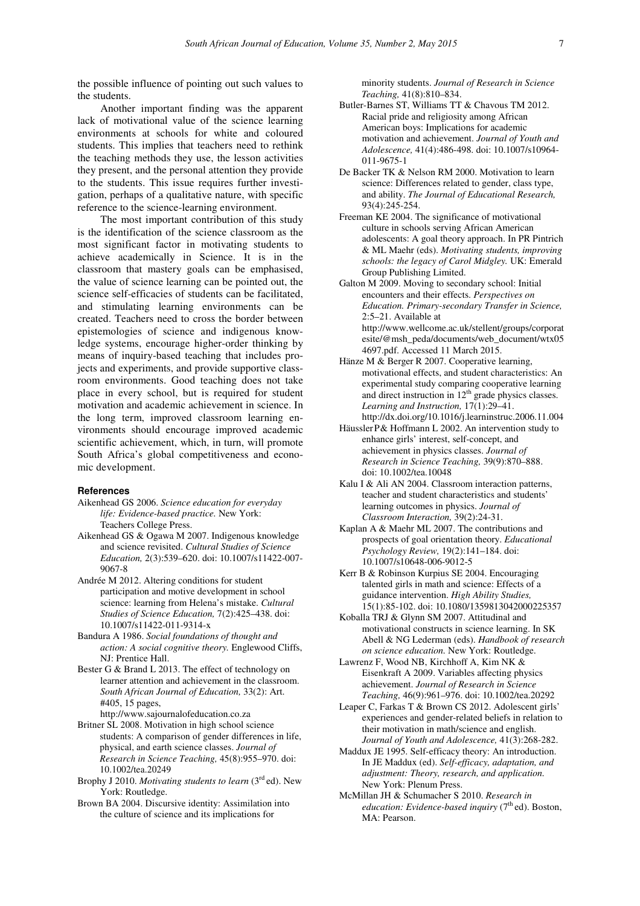the possible influence of pointing out such values to the students.

Another important finding was the apparent lack of motivational value of the science learning environments at schools for white and coloured students. This implies that teachers need to rethink the teaching methods they use, the lesson activities they present, and the personal attention they provide to the students. This issue requires further investigation, perhaps of a qualitative nature, with specific reference to the science-learning environment.

The most important contribution of this study is the identification of the science classroom as the most significant factor in motivating students to achieve academically in Science. It is in the classroom that mastery goals can be emphasised, the value of science learning can be pointed out, the science self-efficacies of students can be facilitated, and stimulating learning environments can be created. Teachers need to cross the border between epistemologies of science and indigenous knowledge systems, encourage higher-order thinking by means of inquiry-based teaching that includes projects and experiments, and provide supportive classroom environments. Good teaching does not take place in every school, but is required for student motivation and academic achievement in science. In the long term, improved classroom learning environments should encourage improved academic scientific achievement, which, in turn, will promote South Africa's global competitiveness and economic development.

## References

Aikenhead GS 2006. *Science education for everyday life: Evidence-based practice.* New York: Teachers College Press.

Aikenhead GS & Ogawa M 2007. Indigenous knowledge and science revisited. *Cultural Studies of Science Education,* 2(3):539–620. doi: 10.1007/s11422-007-9067-8

Andrée M 2012. Altering conditions for student participation and motive development in school science: learning from Helena's mistake. *Cultural Studies of Science Education,* 7(2):425–438. doi: 10.1007/s11422-011-9314-x

Bandura A 1986. *Social foundations of thought and action: A social cognitive theory.* Englewood Cliffs, NJ: Prentice Hall.

Bester G & Brand L 2013. The effect of technology on learner attention and achievement in the classroom. *South African Journal of Education,* 33(2): Art. #405, 15 pages, http://www.sajournalofeducation.co.za

Britner SL 2008. Motivation in high school science students: A comparison of gender differences in life, physical, and earth science classes. *Journal of Research in Science Teaching,* 45(8):955–970. doi: 10.1002/tea.20249

Brophy J 2010. *Motivating students to learn* (3rd ed). New York: Routledge.

Brown BA 2004. Discursive identity: Assimilation into the culture of science and its implications for minority students. *Journal of Research in Science Teaching,* 41(8):810–834.

Butler-Barnes ST, Williams TT & Chavous TM 2012. Racial pride and religiosity among African American boys: Implications for academic motivation and achievement. *Journal of Youth and Adolescence,* 41(4):486-498. doi: 10.1007/s10964-011-9675-1

De Backer TK & Nelson RM 2000. Motivation to learn science: Differences related to gender, class type, and ability. *The Journal of Educational Research,* 93(4):245-254.

Freeman KE 2004. The significance of motivational culture in schools serving African American adolescents: A goal theory approach. In PR Pintrich & ML Maehr (eds). *Motivating students, improving schools: the legacy of Carol Midgley.* UK: Emerald Group Publishing Limited.

Galton M 2009. Moving to secondary school: Initial encounters and their effects. *Perspectives on Education. Primary-secondary Transfer in Science,* 2:5–21. Available at http://www.wellcome.ac.uk/stellent/groups/corporatesite/@msh_peda/documents/web_document/wtx054697.pdf. Accessed 11 March 2015.

Hänze M & Berger R 2007. Cooperative learning, motivational effects, and student characteristics: An experimental study comparing cooperative learning and direct instruction in 12th grade physics classes. *Learning and Instruction,* 17(1):29–41. http://dx.doi.org/10.1016/j.learninstruc.2006.11.004

Häussler P & Hoffmann L 2002. An intervention study to enhance girls' interest, self-concept, and achievement in physics classes. *Journal of Research in Science Teaching,* 39(9):870–888. doi: 10.1002/tea.10048

Kalu I & Ali AN 2004. Classroom interaction patterns, teacher and student characteristics and students' learning outcomes in physics. *Journal of Classroom Interaction,* 39(2):24-31.

Kaplan A & Maehr ML 2007. The contributions and prospects of goal orientation theory. *Educational Psychology Review,* 19(2):141–184. doi: 10.1007/s10648-006-9012-5

Kerr B & Robinson Kurpius SE 2004. Encouraging talented girls in math and science: Effects of a guidance intervention. *High Ability Studies,* 15(1):85-102. doi: 10.1080/1359813042000225357

Koballa TRJ & Glynn SM 2007. Attitudinal and motivational constructs in science learning. In SK Abell & NG Lederman (eds). *Handbook of research on science education.* New York: Routledge.

Lawrenz F, Wood NB, Kirchhoff A, Kim NK & Eisenkraft A 2009. Variables affecting physics achievement. *Journal of Research in Science Teaching,* 46(9):961–976. doi: 10.1002/tea.20292

Leaper C, Farkas T & Brown CS 2012. Adolescent girls' experiences and gender-related beliefs in relation to their motivation in math/science and english. *Journal of Youth and Adolescence,* 41(3):268-282.

Maddux JE 1995. Self-efficacy theory: An introduction. In JE Maddux (ed). *Self-efficacy, adaptation, and adjustment: Theory, research, and application.* New York: Plenum Press.

McMillan JH & Schumacher S 2010. *Research in education: Evidence-based inquiry* (7th ed). Boston, MA: Pearson.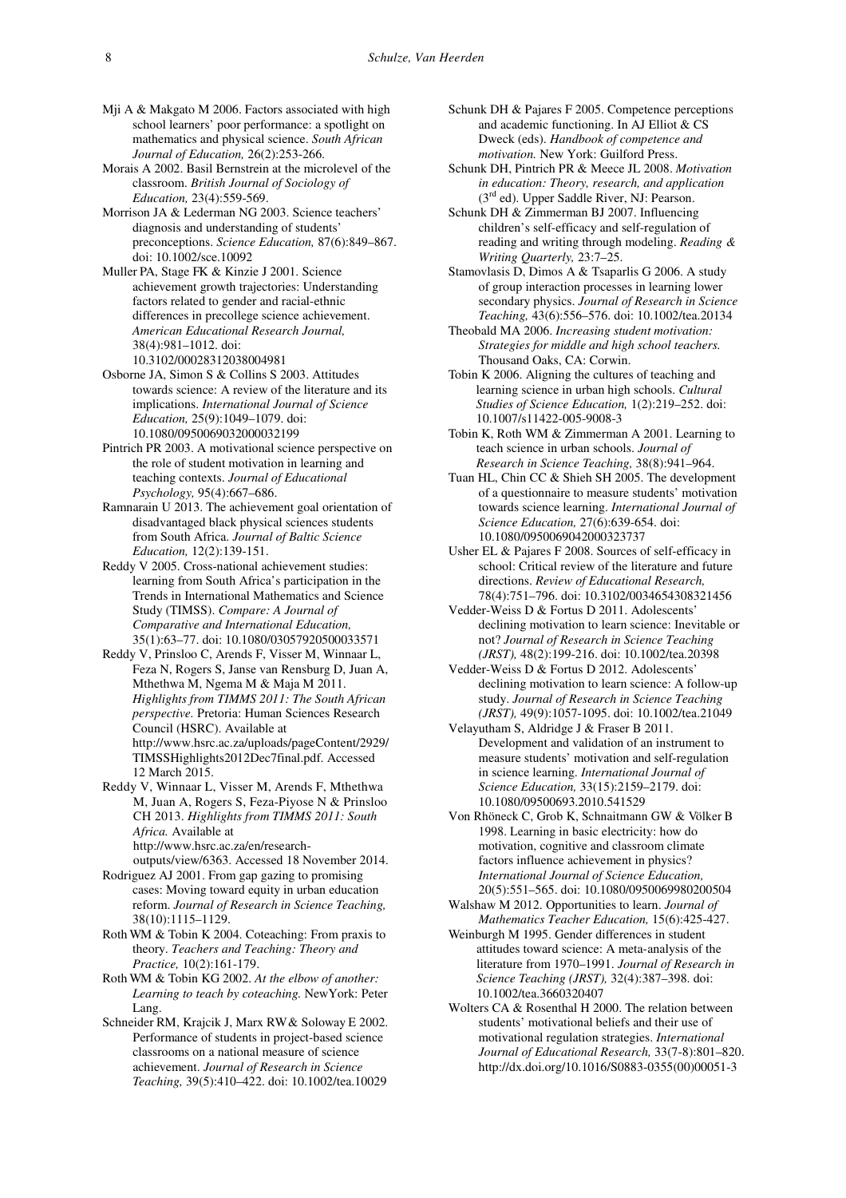Mji A & Makgato M 2006. Factors associated with high school learners' poor performance: a spotlight on mathematics and physical science. *South African Journal of Education,* 26(2):253-266.

Morais A 2002. Basil Bernstein at the microlevel of the classroom. *British Journal of Sociology of Education,* 23(4):559-569.

Morrison JA & Lederman NG 2003. Science teachers' diagnosis and understanding of students' preconceptions. *Science Education,* 87(6):849–867. doi: 10.1002/sce.10092

Muller PA, Stage FK & Kinzie J 2001. Science achievement growth trajectories: Understanding factors related to gender and racial-ethnic differences in precollege science achievement. *American Educational Research Journal,* 38(4):981–1012. doi: 10.3102/00028312038004981

Osborne JA, Simon S & Collins S 2003. Attitudes towards science: A review of the literature and its implications. *International Journal of Science Education,* 25(9):1049–1079. doi: 10.1080/0950069032000032199

Pintrich PR 2003. A motivational science perspective on the role of student motivation in learning and teaching contexts. *Journal of Educational Psychology,* 95(4):667–686.

Ramnarain U 2013. The achievement goal orientation of disadvantaged black physical sciences students from South Africa. *Journal of Baltic Science Education,* 12(2):139-151.

Reddy V 2005. Cross-national achievement studies: learning from South Africa's participation in the Trends in International Mathematics and Science Study (TIMSS). *Compare: A Journal of Comparative and International Education,* 35(1):63–77. doi: 10.1080/03057920500033571

Reddy V, Prinsloo C, Arends F, Visser M, Winnaar L, Feza N, Rogers S, Janse van Rensburg D, Juan A, Mthethwa M, Ngema M & Maja M 2011. *Highlights from TIMMS 2011: The South African perspective.* Pretoria: Human Sciences Research Council (HSRC). Available at http://www.hsrc.ac.za/uploads/pageContent/2929/TIMSSHighlights2012Dec7final.pdf. Accessed 12 March 2015.

Reddy V, Winnaar L, Visser M, Arends F, Mthethwa M, Juan A, Rogers S, Feza-Piyose N & Prinsloo CH 2013. *Highlights from TIMMS 2011: South Africa.* Available at http://www.hsrc.ac.za/en/research-outputs/view/6363. Accessed 18 November 2014.

Rodriguez AJ 2001. From gap gazing to promising cases: Moving toward equity in urban education reform. *Journal of Research in Science Teaching,* 38(10):1115–1129.

Roth WM & Tobin K 2004. Coteaching: From praxis to theory. *Teachers and Teaching: Theory and Practice,* 10(2):161-179.

Roth WM & Tobin KG 2002. *At the elbow of another: Learning to teach by coteaching.* NewYork: Peter Lang.

Schneider RM, Krajcik J, Marx RW & Soloway E 2002. Performance of students in project-based science classrooms on a national measure of science achievement. *Journal of Research in Science Teaching,* 39(5):410–422. doi: 10.1002/tea.10029

Schunk DH & Pajares F 2005. Competence perceptions and academic functioning. In AJ Elliot & CS Dweck (eds). *Handbook of competence and motivation.* New York: Guilford Press.

Schunk DH, Pintrich PR & Meece JL 2008. *Motivation in education: Theory, research, and application* (3rd ed). Upper Saddle River, NJ: Pearson.

Schunk DH & Zimmerman BJ 2007. Influencing children's self-efficacy and self-regulation of reading and writing through modeling. *Reading & Writing Quarterly,* 23:7–25.

Stamovlasis D, Dimos A & Tsaparlis G 2006. A study of group interaction processes in learning lower secondary physics. *Journal of Research in Science Teaching,* 43(6):556–576. doi: 10.1002/tea.20134

Theobald MA 2006. *Increasing student motivation: Strategies for middle and high school teachers.* Thousand Oaks, CA: Corwin.

Tobin K 2006. Aligning the cultures of teaching and learning science in urban high schools. *Cultural Studies of Science Education,* 1(2):219–252. doi: 10.1007/s11422-005-9008-3

Tobin K, Roth WM & Zimmerman A 2001. Learning to teach science in urban schools. *Journal of Research in Science Teaching,* 38(8):941–964.

Tuan HL, Chin CC & Shieh SH 2005. The development of a questionnaire to measure students' motivation towards science learning. *International Journal of Science Education,* 27(6):639-654. doi: 10.1080/0950069042000323737

Usher EL & Pajares F 2008. Sources of self-efficacy in school: Critical review of the literature and future directions. *Review of Educational Research,* 78(4):751–796. doi: 10.3102/0034654308321456

Vedder-Weiss D & Fortus D 2011. Adolescents' declining motivation to learn science: Inevitable or not? *Journal of Research in Science Teaching (JRST),* 48(2):199-216. doi: 10.1002/tea.20398

Vedder-Weiss D & Fortus D 2012. Adolescents' declining motivation to learn science: A follow-up study. *Journal of Research in Science Teaching (JRST),* 49(9):1057-1095. doi: 10.1002/tea.21049

Velayutham S, Aldridge J & Fraser B 2011. Development and validation of an instrument to measure students' motivation and self-regulation in science learning. *International Journal of Science Education,* 33(15):2159–2179. doi: 10.1080/09500693.2010.541529

Von Rhöneck C, Grob K, Schnaitmann GW & Völker B 1998. Learning in basic electricity: how do motivation, cognitive and classroom climate factors influence achievement in physics? *International Journal of Science Education,* 20(5):551–565. doi: 10.1080/0950069980200504

Walshaw M 2012. Opportunities to learn. *Journal of Mathematics Teacher Education,* 15(6):425-427.

Weinburgh M 1995. Gender differences in student attitudes toward science: A meta-analysis of the literature from 1970–1991. *Journal of Research in Science Teaching (JRST),* 32(4):387–398. doi: 10.1002/tea.3660320407

Wolters CA & Rosenthal H 2000. The relation between students' motivational beliefs and their use of motivational regulation strategies. *International Journal of Educational Research,* 33(7-8):801–820. http://dx.doi.org/10.1016/S0883-0355(00)00051-3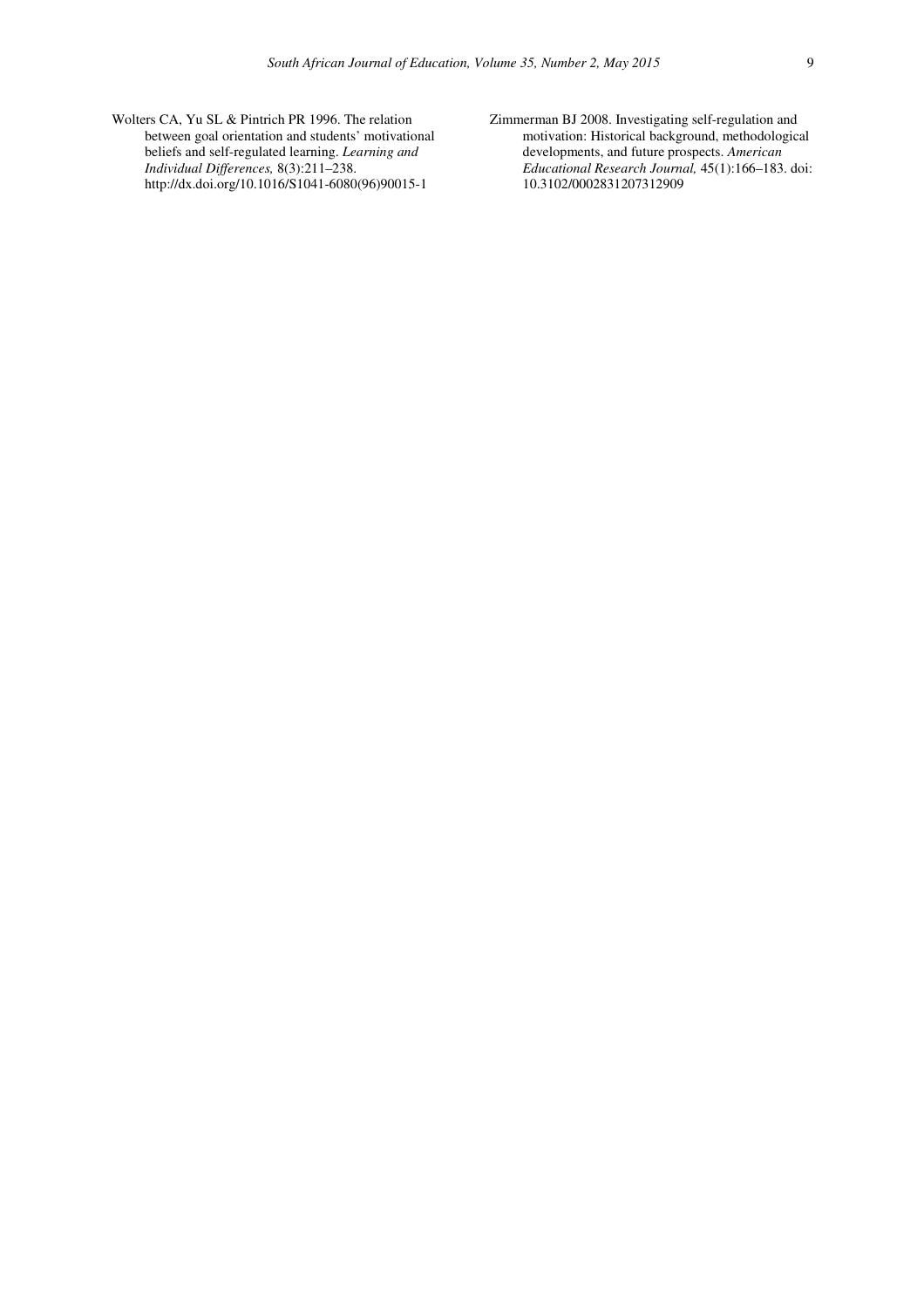Wolters CA, Yu SL & Pintrich PR 1996. The relation between goal orientation and students' motivational beliefs and self-regulated learning. *Learning and Individual Differences,* 8(3):211–238. http://dx.doi.org/10.1016/S1041-6080(96)90015-1

Zimmerman BJ 2008. Investigating self-regulation and motivation: Historical background, methodological developments, and future prospects. *American Educational Research Journal,* 45(1):166–183. doi: 10.3102/0002831207312909